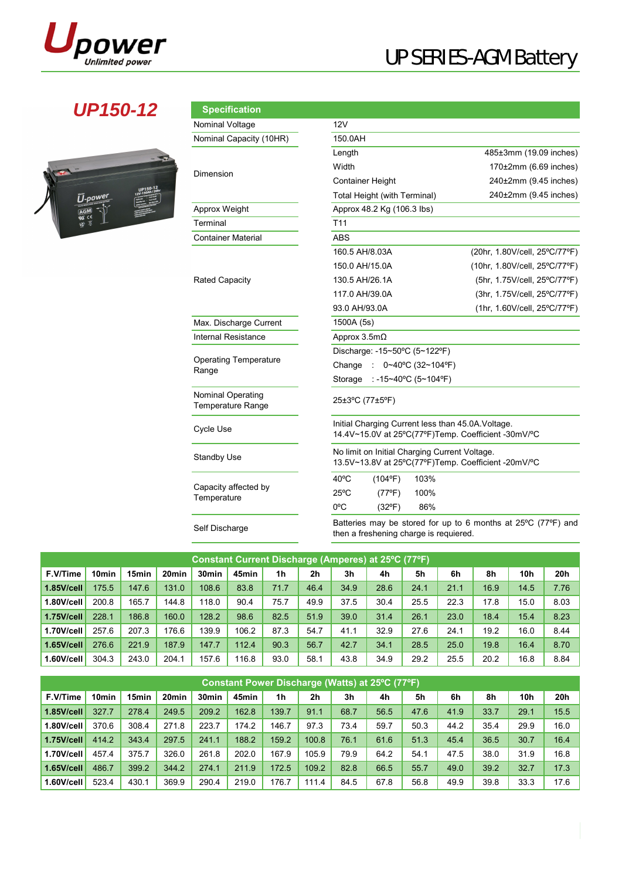# UP SERIES-AGM Battery

## UP150-12

### Specification

| | | |
|---|---|---|
| Nominal Voltage | 12V | |
| Nominal Capacity (10HR) | 150.0AH | |
| Dimension | Length | 485±3mm (19.09 inches) |
| | Width | 170±2mm (6.69 inches) |
| | Container Height | 240±2mm (9.45 inches) |
| | Total Height (with Terminal) | 240±2mm (9.45 inches) |
| Approx Weight | Approx 48.2 Kg (106.3 lbs) | |
| Terminal | T11 | |
| Container Material | ABS | |
| Rated Capacity | 160.5 AH/8.03A | (20hr, 1.80V/cell, 25ºC/77ºF) |
| | 150.0 AH/15.0A | (10hr, 1.80V/cell, 25ºC/77ºF) |
| | 130.5 AH/26.1A | (5hr, 1.75V/cell, 25ºC/77ºF) |
| | 117.0 AH/39.0A | (3hr, 1.75V/cell, 25ºC/77ºF) |
| | 93.0 AH/93.0A | (1hr, 1.60V/cell, 25ºC/77ºF) |
| Max. Discharge Current | 1500A (5s) | |
| Internal Resistance | Approx 3.5mΩ | |
| Operating Temperature Range | Discharge: -15~50ºC (5~122ºF) | |
| | Change : 0~40ºC (32~104ºF) | |
| | Storage : -15~40ºC (5~104ºF) | |
| Nominal Operating Temperature Range | 25±3ºC (77±5ºF) | |
| Cycle Use | Initial Charging Current less than 45.0A.Voltage. 14.4V~15.0V at 25ºC(77ºF)Temp. Coefficient -30mV/ºC | |
| Standby Use | No limit on Initial Charging Current Voltage. 13.5V~13.8V at 25ºC(77ºF)Temp. Coefficient -20mV/ºC | |
| Capacity affected by Temperature | 40ºC (104ºF) 103% | |
| | 25ºC (77ºF) 100% | |
| | 0ºC (32ºF) 86% | |
| Self Discharge | Batteries may be stored for up to 6 months at 25ºC (77ºF) and then a freshening charge is requiered. | |

### Constant Current Discharge (Amperes) at 25ºC (77ºF)

| F.V/Time | 10min | 15min | 20min | 30min | 45min | 1h | 2h | 3h | 4h | 5h | 6h | 8h | 10h | 20h |
|---|---|---|---|---|---|---|---|---|---|---|---|---|---|---|
| **1.85V/cell** | 175.5 | 147.6 | 131.0 | 108.6 | 83.8 | 71.7 | 46.4 | 34.9 | 28.6 | 24.1 | 21.1 | 16.9 | 14.5 | 7.76 |
| **1.80V/cell** | 200.8 | 165.7 | 144.8 | 118.0 | 90.4 | 75.7 | 49.9 | 37.5 | 30.4 | 25.5 | 22.3 | 17.8 | 15.0 | 8.03 |
| **1.75V/cell** | 228.1 | 186.8 | 160.0 | 128.2 | 98.6 | 82.5 | 51.9 | 39.0 | 31.4 | 26.1 | 23.0 | 18.4 | 15.4 | 8.23 |
| **1.70V/cell** | 257.6 | 207.3 | 176.6 | 139.9 | 106.2 | 87.3 | 54.7 | 41.1 | 32.9 | 27.6 | 24.1 | 19.2 | 16.0 | 8.44 |
| **1.65V/cell** | 276.6 | 221.9 | 187.9 | 147.7 | 112.4 | 90.3 | 56.7 | 42.7 | 34.1 | 28.5 | 25.0 | 19.8 | 16.4 | 8.70 |
| **1.60V/cell** | 304.3 | 243.0 | 204.1 | 157.6 | 116.8 | 93.0 | 58.1 | 43.8 | 34.9 | 29.2 | 25.5 | 20.2 | 16.8 | 8.84 |

### Constant Power Discharge (Watts) at 25ºC (77ºF)

| F.V/Time | 10min | 15min | 20min | 30min | 45min | 1h | 2h | 3h | 4h | 5h | 6h | 8h | 10h | 20h |
|---|---|---|---|---|---|---|---|---|---|---|---|---|---|---|
| **1.85V/cell** | 327.7 | 278.4 | 249.5 | 209.2 | 162.8 | 139.7 | 91.1 | 68.7 | 56.5 | 47.6 | 41.9 | 33.7 | 29.1 | 15.5 |
| **1.80V/cell** | 370.6 | 308.4 | 271.8 | 223.7 | 174.2 | 146.7 | 97.3 | 73.4 | 59.7 | 50.3 | 44.2 | 35.4 | 29.9 | 16.0 |
| **1.75V/cell** | 414.2 | 343.4 | 297.5 | 241.1 | 188.2 | 159.2 | 100.8 | 76.1 | 61.6 | 51.3 | 45.4 | 36.5 | 30.7 | 16.4 |
| **1.70V/cell** | 457.4 | 375.7 | 326.0 | 261.8 | 202.0 | 167.9 | 105.9 | 79.9 | 64.2 | 54.1 | 47.5 | 38.0 | 31.9 | 16.8 |
| **1.65V/cell** | 486.7 | 399.2 | 344.2 | 274.1 | 211.9 | 172.5 | 109.2 | 82.8 | 66.5 | 55.7 | 49.0 | 39.2 | 32.7 | 17.3 |
| **1.60V/cell** | 523.4 | 430.1 | 369.9 | 290.4 | 219.0 | 176.7 | 111.4 | 84.5 | 67.8 | 56.8 | 49.9 | 39.8 | 33.3 | 17.6 |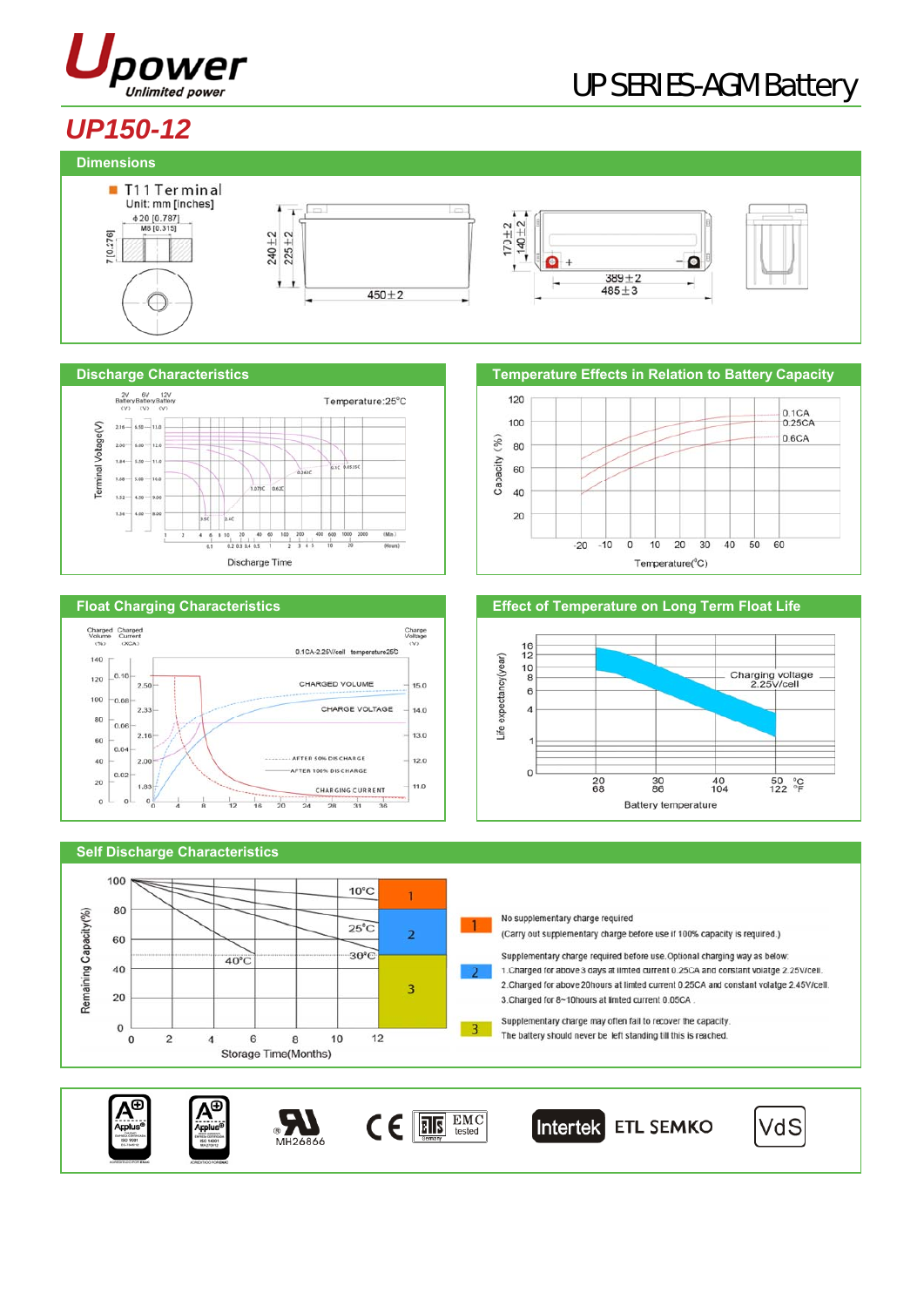Upower
Unlimited power

UP SERIES-AGM Battery

# UP150-12

## Dimensions

T11 Terminal
Unit: mm [inches]
Φ20 [0.787]
M8 [0.315]
7 [0.276]

240±2
225±2
450±2

170±2
140±2
389±2
485±3

## Discharge Characteristics

2V Battery (V)
6V Battery (V)
12V Battery (V)
Terminal Voltage(V)
Temperature:25°C

2.16 6.50 11.0
2.00 6.00 12.0
1.84 5.50 11.0
1.68 5.00 10.0
1.52 4.50 9.00
1.36 4.00 8.00

3.5C 2.4C 1.07C 0.62C 0.34C 0.1C 0.05C

1 2 4 6 8 10 20 40 60 100 200 400 600 1000 2000 (Min)
0.1 0.2 0.3 0.4 0.5 1 2 3 4 5 10 20 (Hour)

Discharge Time

## Temperature Effects in Relation to Battery Capacity

Capacity (%)
120
100
80
60
40
20

0.1CA
0.25CA
0.6CA

-20 -10 0 10 20 30 40 50 60
Temperature(°C)

## Float Charging Characteristics

Charged Volume (%)
Charged Current (XCA)
Charge Voltage (V)

0.1CA-2.25V/cell temperature25°C

140
120 0.10 2.50
100 0.08
80 2.33
60 0.06 2.16
40 0.04 2.00
20 0.02 1.83
0 0

15.0
14.0
13.0
12.0
11.0

CHARGED VOLUME
CHARGE VOLTAGE
AFTER 50% DISCHARGE
AFTER 100% DISCHARGE
CHARGING CURRENT

0 4 8 12 16 20 24 28 31 36

## Effect of Temperature on Long Term Float Life

Life expectancy(year)
16
12
10
8
6
4
1
0

Charging voltage
2.25V/cell

20 30 40 50 °C
68 86 104 122 °F

Battery temperature

## Self Discharge Characteristics

Remaining Capacity(%)
100
80
60
40
20
0

10°C
25°C
30°C
40°C

0 2 4 6 8 10 12
Storage Time(Months)

1 No supplementary charge required
(Carry out supplementary charge before use if 100% capacity is required.)

2 Supplementary charge required before use. Optional charging way as below:
1. Charged for above 3 days at limted current 0.25CA and constant voltage 2.25V/cell.
2. Charged for above 20hours at limted current 0.25CA and constant voltage 2.45V/cell.
3. Charged for 8~10hours at limted current 0.05CA .

3 Supplementary charge may often fail to recover the capacity.
The battery should never be left standing till this is reached.

Applus ISO 9001
Applus ISO 14001
UL MH26866
CE
EMC tested
Intertek ETL SEMKO
VdS